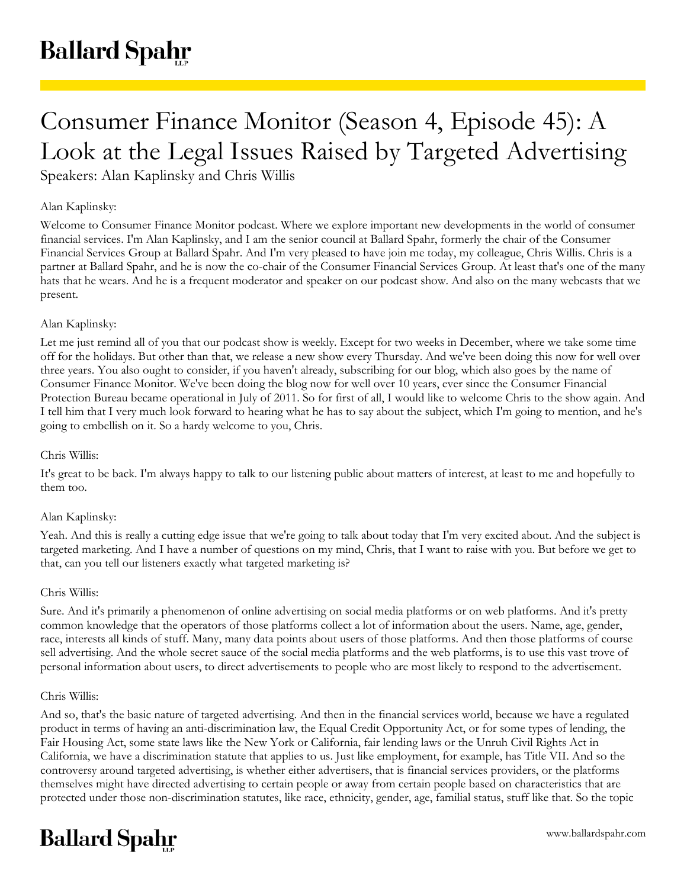# Consumer Finance Monitor (Season 4, Episode 45): A Look at the Legal Issues Raised by Targeted Advertising

Speakers: Alan Kaplinsky and Chris Willis

Alan Kaplinsky:

Welcome to Consumer Finance Monitor podcast. Where we explore important new developments in the world of consumer financial services. I'm Alan Kaplinsky, and I am the senior council at Ballard Spahr, formerly the chair of the Consumer Financial Services Group at Ballard Spahr. And I'm very pleased to have join me today, my colleague, Chris Willis. Chris is a partner at Ballard Spahr, and he is now the co-chair of the Consumer Financial Services Group. At least that's one of the many hats that he wears. And he is a frequent moderator and speaker on our podcast show. And also on the many webcasts that we present.

Alan Kaplinsky:

Let me just remind all of you that our podcast show is weekly. Except for two weeks in December, where we take some time off for the holidays. But other than that, we release a new show every Thursday. And we've been doing this now for well over three years. You also ought to consider, if you haven't already, subscribing for our blog, which also goes by the name of Consumer Finance Monitor. We've been doing the blog now for well over 10 years, ever since the Consumer Financial Protection Bureau became operational in July of 2011. So for first of all, I would like to welcome Chris to the show again. And I tell him that I very much look forward to hearing what he has to say about the subject, which I'm going to mention, and he's going to embellish on it. So a hardy welcome to you, Chris.

Chris Willis:

It's great to be back. I'm always happy to talk to our listening public about matters of interest, at least to me and hopefully to them too.

Alan Kaplinsky:

Yeah. And this is really a cutting edge issue that we're going to talk about today that I'm very excited about. And the subject is targeted marketing. And I have a number of questions on my mind, Chris, that I want to raise with you. But before we get to that, can you tell our listeners exactly what targeted marketing is?

Chris Willis:

Sure. And it's primarily a phenomenon of online advertising on social media platforms or on web platforms. And it's pretty common knowledge that the operators of those platforms collect a lot of information about the users. Name, age, gender, race, interests all kinds of stuff. Many, many data points about users of those platforms. And then those platforms of course sell advertising. And the whole secret sauce of the social media platforms and the web platforms, is to use this vast trove of personal information about users, to direct advertisements to people who are most likely to respond to the advertisement.

Chris Willis:

And so, that's the basic nature of targeted advertising. And then in the financial services world, because we have a regulated product in terms of having an anti-discrimination law, the Equal Credit Opportunity Act, or for some types of lending, the Fair Housing Act, some state laws like the New York or California, fair lending laws or the Unruh Civil Rights Act in California, we have a discrimination statute that applies to us. Just like employment, for example, has Title VII. And so the controversy around targeted advertising, is whether either advertisers, that is financial services providers, or the platforms themselves might have directed advertising to certain people or away from certain people based on characteristics that are protected under those non-discrimination statutes, like race, ethnicity, gender, age, familial status, stuff like that. So the topic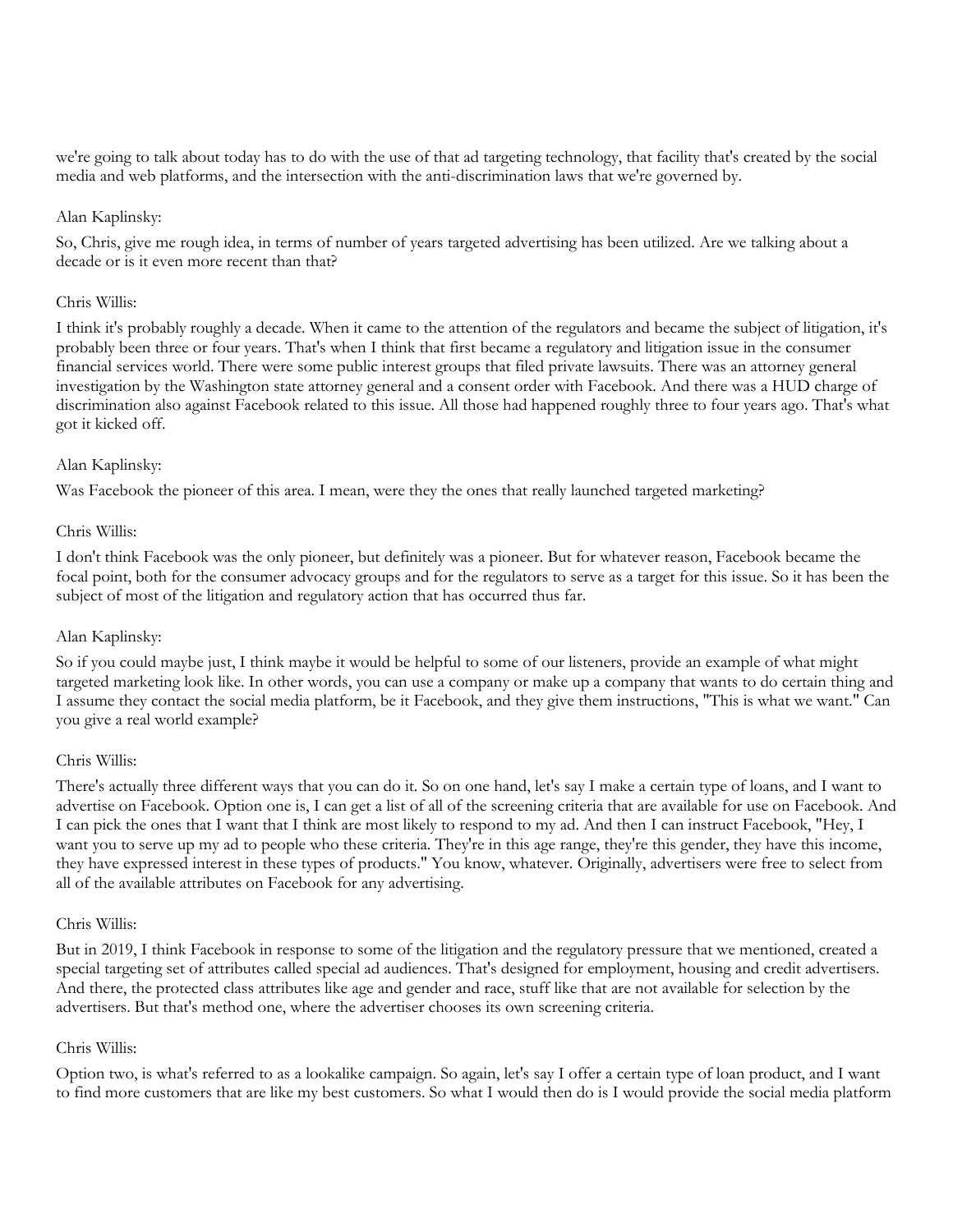we're going to talk about today has to do with the use of that ad targeting technology, that facility that's created by the social media and web platforms, and the intersection with the anti-discrimination laws that we're governed by.

Alan Kaplinsky:

So, Chris, give me rough idea, in terms of number of years targeted advertising has been utilized. Are we talking about a decade or is it even more recent than that?

Chris Willis:

I think it's probably roughly a decade. When it came to the attention of the regulators and became the subject of litigation, it's probably been three or four years. That's when I think that first became a regulatory and litigation issue in the consumer financial services world. There were some public interest groups that filed private lawsuits. There was an attorney general investigation by the Washington state attorney general and a consent order with Facebook. And there was a HUD charge of discrimination also against Facebook related to this issue. All those had happened roughly three to four years ago. That's what got it kicked off.

Alan Kaplinsky:

Was Facebook the pioneer of this area. I mean, were they the ones that really launched targeted marketing?

Chris Willis:

I don't think Facebook was the only pioneer, but definitely was a pioneer. But for whatever reason, Facebook became the focal point, both for the consumer advocacy groups and for the regulators to serve as a target for this issue. So it has been the subject of most of the litigation and regulatory action that has occurred thus far.

Alan Kaplinsky:

So if you could maybe just, I think maybe it would be helpful to some of our listeners, provide an example of what might targeted marketing look like. In other words, you can use a company or make up a company that wants to do certain thing and I assume they contact the social media platform, be it Facebook, and they give them instructions, "This is what we want." Can you give a real world example?

Chris Willis:

There's actually three different ways that you can do it. So on one hand, let's say I make a certain type of loans, and I want to advertise on Facebook. Option one is, I can get a list of all of the screening criteria that are available for use on Facebook. And I can pick the ones that I want that I think are most likely to respond to my ad. And then I can instruct Facebook, "Hey, I want you to serve up my ad to people who these criteria. They're in this age range, they're this gender, they have this income, they have expressed interest in these types of products." You know, whatever. Originally, advertisers were free to select from all of the available attributes on Facebook for any advertising.

Chris Willis:

But in 2019, I think Facebook in response to some of the litigation and the regulatory pressure that we mentioned, created a special targeting set of attributes called special ad audiences. That's designed for employment, housing and credit advertisers. And there, the protected class attributes like age and gender and race, stuff like that are not available for selection by the advertisers. But that's method one, where the advertiser chooses its own screening criteria.

Chris Willis:

Option two, is what's referred to as a lookalike campaign. So again, let's say I offer a certain type of loan product, and I want to find more customers that are like my best customers. So what I would then do is I would provide the social media platform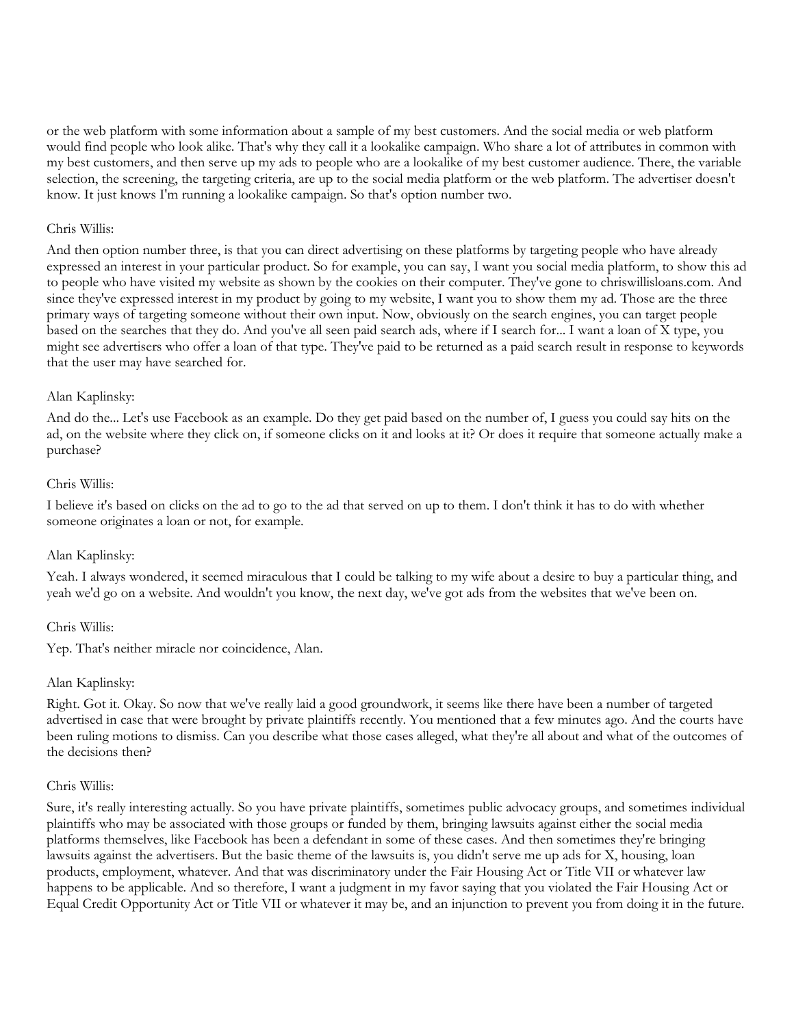or the web platform with some information about a sample of my best customers. And the social media or web platform would find people who look alike. That's why they call it a lookalike campaign. Who share a lot of attributes in common with my best customers, and then serve up my ads to people who are a lookalike of my best customer audience. There, the variable selection, the screening, the targeting criteria, are up to the social media platform or the web platform. The advertiser doesn't know. It just knows I'm running a lookalike campaign. So that's option number two.

Chris Willis:

And then option number three, is that you can direct advertising on these platforms by targeting people who have already expressed an interest in your particular product. So for example, you can say, I want you social media platform, to show this ad to people who have visited my website as shown by the cookies on their computer. They've gone to chriswillisloans.com. And since they've expressed interest in my product by going to my website, I want you to show them my ad. Those are the three primary ways of targeting someone without their own input. Now, obviously on the search engines, you can target people based on the searches that they do. And you've all seen paid search ads, where if I search for... I want a loan of X type, you might see advertisers who offer a loan of that type. They've paid to be returned as a paid search result in response to keywords that the user may have searched for.

Alan Kaplinsky:

And do the... Let's use Facebook as an example. Do they get paid based on the number of, I guess you could say hits on the ad, on the website where they click on, if someone clicks on it and looks at it? Or does it require that someone actually make a purchase?

Chris Willis:

I believe it's based on clicks on the ad to go to the ad that served on up to them. I don't think it has to do with whether someone originates a loan or not, for example.

Alan Kaplinsky:

Yeah. I always wondered, it seemed miraculous that I could be talking to my wife about a desire to buy a particular thing, and yeah we'd go on a website. And wouldn't you know, the next day, we've got ads from the websites that we've been on.

Chris Willis:

Yep. That's neither miracle nor coincidence, Alan.

Alan Kaplinsky:

Right. Got it. Okay. So now that we've really laid a good groundwork, it seems like there have been a number of targeted advertised in case that were brought by private plaintiffs recently. You mentioned that a few minutes ago. And the courts have been ruling motions to dismiss. Can you describe what those cases alleged, what they're all about and what of the outcomes of the decisions then?

Chris Willis:

Sure, it's really interesting actually. So you have private plaintiffs, sometimes public advocacy groups, and sometimes individual plaintiffs who may be associated with those groups or funded by them, bringing lawsuits against either the social media platforms themselves, like Facebook has been a defendant in some of these cases. And then sometimes they're bringing lawsuits against the advertisers. But the basic theme of the lawsuits is, you didn't serve me up ads for X, housing, loan products, employment, whatever. And that was discriminatory under the Fair Housing Act or Title VII or whatever law happens to be applicable. And so therefore, I want a judgment in my favor saying that you violated the Fair Housing Act or Equal Credit Opportunity Act or Title VII or whatever it may be, and an injunction to prevent you from doing it in the future.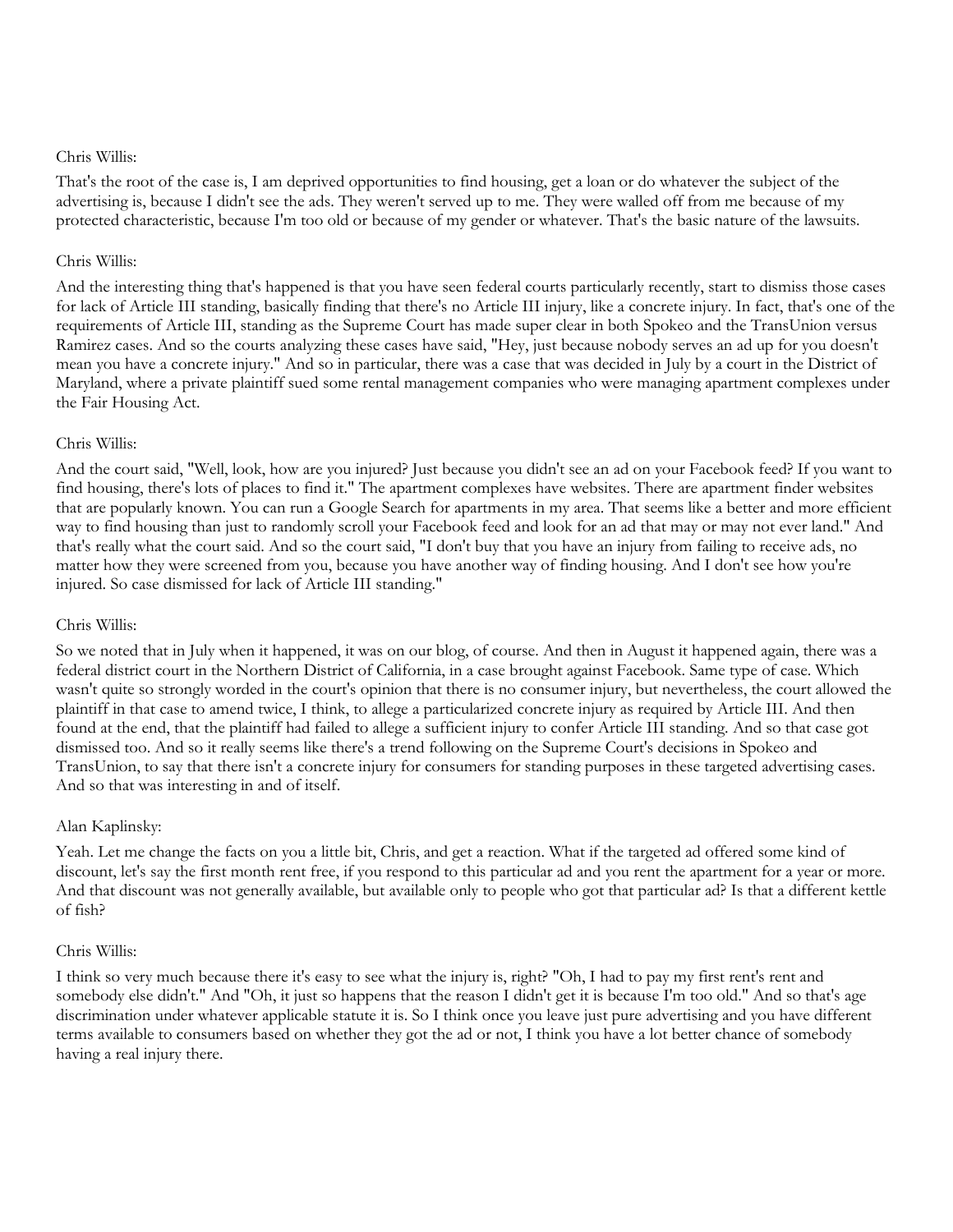Chris Willis:

That's the root of the case is, I am deprived opportunities to find housing, get a loan or do whatever the subject of the advertising is, because I didn't see the ads. They weren't served up to me. They were walled off from me because of my protected characteristic, because I'm too old or because of my gender or whatever. That's the basic nature of the lawsuits.

Chris Willis:

And the interesting thing that's happened is that you have seen federal courts particularly recently, start to dismiss those cases for lack of Article III standing, basically finding that there's no Article III injury, like a concrete injury. In fact, that's one of the requirements of Article III, standing as the Supreme Court has made super clear in both Spokeo and the TransUnion versus Ramirez cases. And so the courts analyzing these cases have said, "Hey, just because nobody serves an ad up for you doesn't mean you have a concrete injury." And so in particular, there was a case that was decided in July by a court in the District of Maryland, where a private plaintiff sued some rental management companies who were managing apartment complexes under the Fair Housing Act.

Chris Willis:

And the court said, "Well, look, how are you injured? Just because you didn't see an ad on your Facebook feed? If you want to find housing, there's lots of places to find it." The apartment complexes have websites. There are apartment finder websites that are popularly known. You can run a Google Search for apartments in my area. That seems like a better and more efficient way to find housing than just to randomly scroll your Facebook feed and look for an ad that may or may not ever land." And that's really what the court said. And so the court said, "I don't buy that you have an injury from failing to receive ads, no matter how they were screened from you, because you have another way of finding housing. And I don't see how you're injured. So case dismissed for lack of Article III standing."

Chris Willis:

So we noted that in July when it happened, it was on our blog, of course. And then in August it happened again, there was a federal district court in the Northern District of California, in a case brought against Facebook. Same type of case. Which wasn't quite so strongly worded in the court's opinion that there is no consumer injury, but nevertheless, the court allowed the plaintiff in that case to amend twice, I think, to allege a particularized concrete injury as required by Article III. And then found at the end, that the plaintiff had failed to allege a sufficient injury to confer Article III standing. And so that case got dismissed too. And so it really seems like there's a trend following on the Supreme Court's decisions in Spokeo and TransUnion, to say that there isn't a concrete injury for consumers for standing purposes in these targeted advertising cases. And so that was interesting in and of itself.

Alan Kaplinsky:

Yeah. Let me change the facts on you a little bit, Chris, and get a reaction. What if the targeted ad offered some kind of discount, let's say the first month rent free, if you respond to this particular ad and you rent the apartment for a year or more. And that discount was not generally available, but available only to people who got that particular ad? Is that a different kettle of fish?

Chris Willis:

I think so very much because there it's easy to see what the injury is, right? "Oh, I had to pay my first rent's rent and somebody else didn't." And "Oh, it just so happens that the reason I didn't get it is because I'm too old." And so that's age discrimination under whatever applicable statute it is. So I think once you leave just pure advertising and you have different terms available to consumers based on whether they got the ad or not, I think you have a lot better chance of somebody having a real injury there.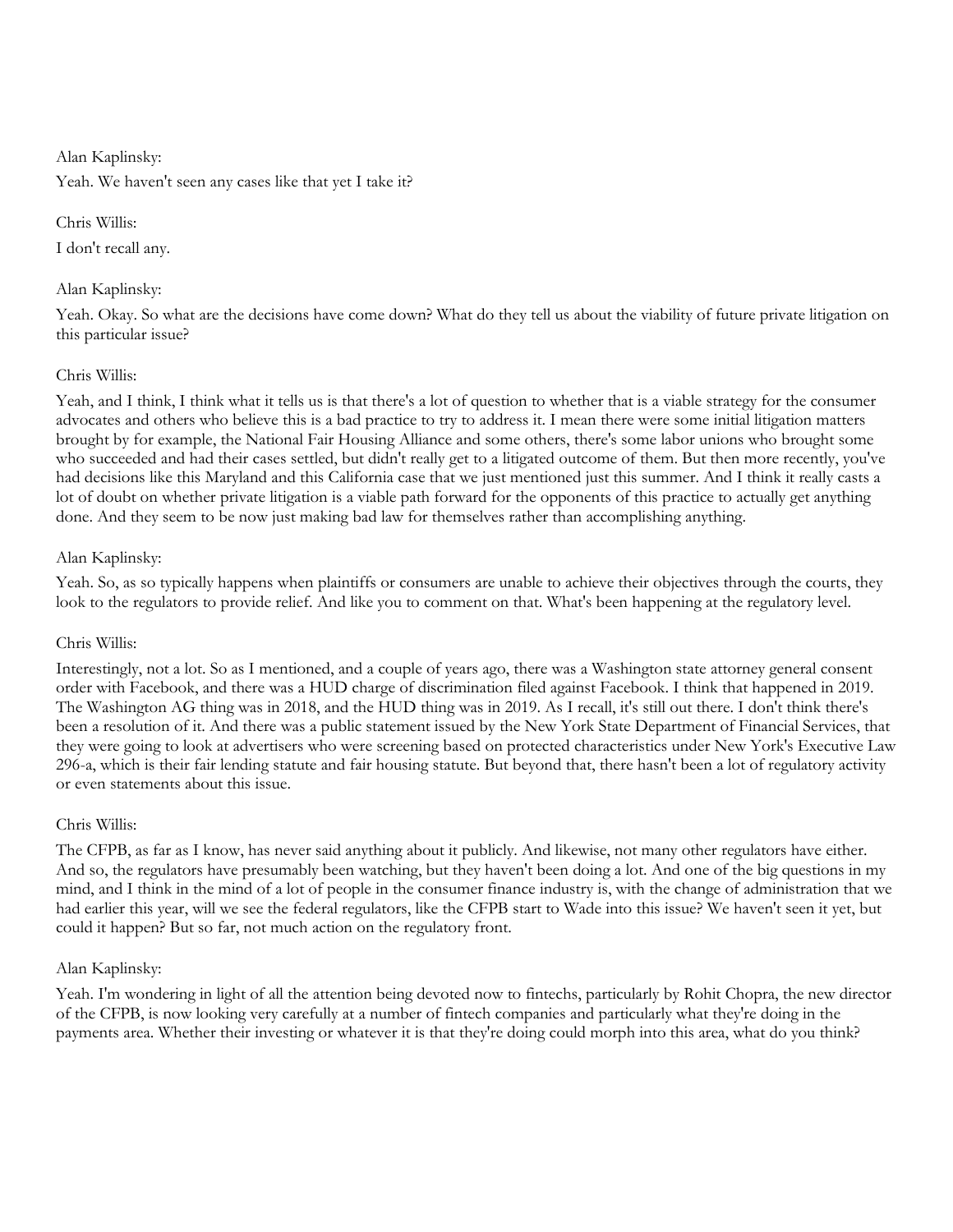Alan Kaplinsky:

Yeah. We haven't seen any cases like that yet I take it?

Chris Willis:

I don't recall any.

Alan Kaplinsky:

Yeah. Okay. So what are the decisions have come down? What do they tell us about the viability of future private litigation on this particular issue?

Chris Willis:

Yeah, and I think, I think what it tells us is that there's a lot of question to whether that is a viable strategy for the consumer advocates and others who believe this is a bad practice to try to address it. I mean there were some initial litigation matters brought by for example, the National Fair Housing Alliance and some others, there's some labor unions who brought some who succeeded and had their cases settled, but didn't really get to a litigated outcome of them. But then more recently, you've had decisions like this Maryland and this California case that we just mentioned just this summer. And I think it really casts a lot of doubt on whether private litigation is a viable path forward for the opponents of this practice to actually get anything done. And they seem to be now just making bad law for themselves rather than accomplishing anything.

Alan Kaplinsky:

Yeah. So, as so typically happens when plaintiffs or consumers are unable to achieve their objectives through the courts, they look to the regulators to provide relief. And like you to comment on that. What's been happening at the regulatory level.

Chris Willis:

Interestingly, not a lot. So as I mentioned, and a couple of years ago, there was a Washington state attorney general consent order with Facebook, and there was a HUD charge of discrimination filed against Facebook. I think that happened in 2019. The Washington AG thing was in 2018, and the HUD thing was in 2019. As I recall, it's still out there. I don't think there's been a resolution of it. And there was a public statement issued by the New York State Department of Financial Services, that they were going to look at advertisers who were screening based on protected characteristics under New York's Executive Law 296-a, which is their fair lending statute and fair housing statute. But beyond that, there hasn't been a lot of regulatory activity or even statements about this issue.

Chris Willis:

The CFPB, as far as I know, has never said anything about it publicly. And likewise, not many other regulators have either. And so, the regulators have presumably been watching, but they haven't been doing a lot. And one of the big questions in my mind, and I think in the mind of a lot of people in the consumer finance industry is, with the change of administration that we had earlier this year, will we see the federal regulators, like the CFPB start to Wade into this issue? We haven't seen it yet, but could it happen? But so far, not much action on the regulatory front.

Alan Kaplinsky:

Yeah. I'm wondering in light of all the attention being devoted now to fintechs, particularly by Rohit Chopra, the new director of the CFPB, is now looking very carefully at a number of fintech companies and particularly what they're doing in the payments area. Whether their investing or whatever it is that they're doing could morph into this area, what do you think?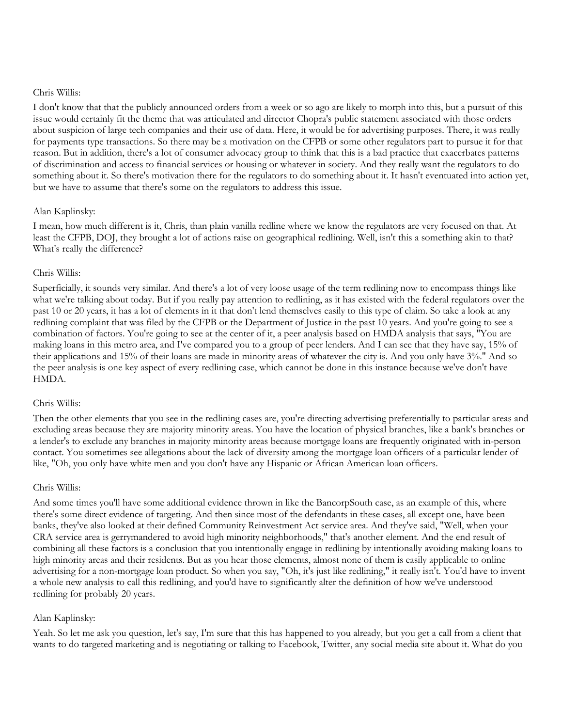Chris Willis:

I don't know that that the publicly announced orders from a week or so ago are likely to morph into this, but a pursuit of this issue would certainly fit the theme that was articulated and director Chopra's public statement associated with those orders about suspicion of large tech companies and their use of data. Here, it would be for advertising purposes. There, it was really for payments type transactions. So there may be a motivation on the CFPB or some other regulators part to pursue it for that reason. But in addition, there's a lot of consumer advocacy group to think that this is a bad practice that exacerbates patterns of discrimination and access to financial services or housing or whatever in society. And they really want the regulators to do something about it. So there's motivation there for the regulators to do something about it. It hasn't eventuated into action yet, but we have to assume that there's some on the regulators to address this issue.

Alan Kaplinsky:

I mean, how much different is it, Chris, than plain vanilla redline where we know the regulators are very focused on that. At least the CFPB, DOJ, they brought a lot of actions raise on geographical redlining. Well, isn't this a something akin to that? What's really the difference?

Chris Willis:

Superficially, it sounds very similar. And there's a lot of very loose usage of the term redlining now to encompass things like what we're talking about today. But if you really pay attention to redlining, as it has existed with the federal regulators over the past 10 or 20 years, it has a lot of elements in it that don't lend themselves easily to this type of claim. So take a look at any redlining complaint that was filed by the CFPB or the Department of Justice in the past 10 years. And you're going to see a combination of factors. You're going to see at the center of it, a peer analysis based on HMDA analysis that says, "You are making loans in this metro area, and I've compared you to a group of peer lenders. And I can see that they have say, 15% of their applications and 15% of their loans are made in minority areas of whatever the city is. And you only have 3%." And so the peer analysis is one key aspect of every redlining case, which cannot be done in this instance because we've don't have HMDA.

Chris Willis:

Then the other elements that you see in the redlining cases are, you're directing advertising preferentially to particular areas and excluding areas because they are majority minority areas. You have the location of physical branches, like a bank's branches or a lender's to exclude any branches in majority minority areas because mortgage loans are frequently originated with in-person contact. You sometimes see allegations about the lack of diversity among the mortgage loan officers of a particular lender of like, "Oh, you only have white men and you don't have any Hispanic or African American loan officers.

Chris Willis:

And some times you'll have some additional evidence thrown in like the BancorpSouth case, as an example of this, where there's some direct evidence of targeting. And then since most of the defendants in these cases, all except one, have been banks, they've also looked at their defined Community Reinvestment Act service area. And they've said, "Well, when your CRA service area is gerrymandered to avoid high minority neighborhoods," that's another element. And the end result of combining all these factors is a conclusion that you intentionally engage in redlining by intentionally avoiding making loans to high minority areas and their residents. But as you hear those elements, almost none of them is easily applicable to online advertising for a non-mortgage loan product. So when you say, "Oh, it's just like redlining," it really isn't. You'd have to invent a whole new analysis to call this redlining, and you'd have to significantly alter the definition of how we've understood redlining for probably 20 years.

Alan Kaplinsky:

Yeah. So let me ask you question, let's say, I'm sure that this has happened to you already, but you get a call from a client that wants to do targeted marketing and is negotiating or talking to Facebook, Twitter, any social media site about it. What do you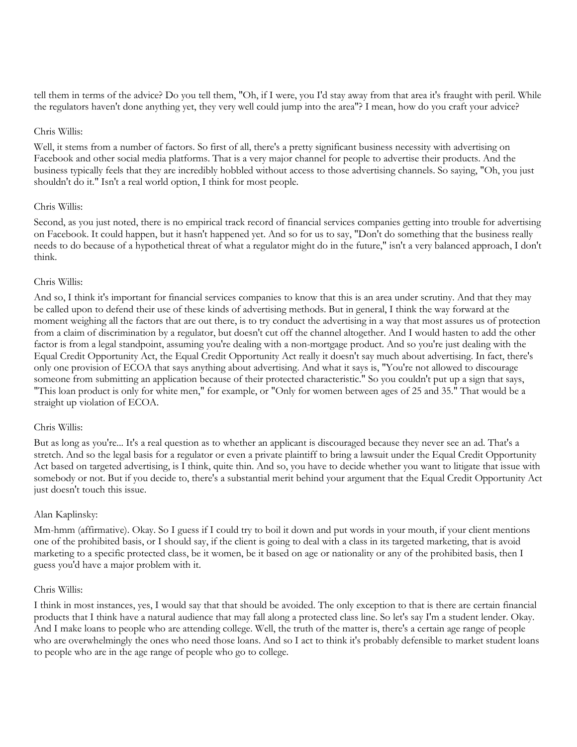tell them in terms of the advice? Do you tell them, "Oh, if I were, you I'd stay away from that area it's fraught with peril. While the regulators haven't done anything yet, they very well could jump into the area"? I mean, how do you craft your advice?

Chris Willis:

Well, it stems from a number of factors. So first of all, there's a pretty significant business necessity with advertising on Facebook and other social media platforms. That is a very major channel for people to advertise their products. And the business typically feels that they are incredibly hobbled without access to those advertising channels. So saying, "Oh, you just shouldn't do it." Isn't a real world option, I think for most people.

Chris Willis:

Second, as you just noted, there is no empirical track record of financial services companies getting into trouble for advertising on Facebook. It could happen, but it hasn't happened yet. And so for us to say, "Don't do something that the business really needs to do because of a hypothetical threat of what a regulator might do in the future," isn't a very balanced approach, I don't think.

Chris Willis:

And so, I think it's important for financial services companies to know that this is an area under scrutiny. And that they may be called upon to defend their use of these kinds of advertising methods. But in general, I think the way forward at the moment weighing all the factors that are out there, is to try conduct the advertising in a way that most assures us of protection from a claim of discrimination by a regulator, but doesn't cut off the channel altogether. And I would hasten to add the other factor is from a legal standpoint, assuming you're dealing with a non-mortgage product. And so you're just dealing with the Equal Credit Opportunity Act, the Equal Credit Opportunity Act really it doesn't say much about advertising. In fact, there's only one provision of ECOA that says anything about advertising. And what it says is, "You're not allowed to discourage someone from submitting an application because of their protected characteristic." So you couldn't put up a sign that says, "This loan product is only for white men," for example, or "Only for women between ages of 25 and 35." That would be a straight up violation of ECOA.

Chris Willis:

But as long as you're... It's a real question as to whether an applicant is discouraged because they never see an ad. That's a stretch. And so the legal basis for a regulator or even a private plaintiff to bring a lawsuit under the Equal Credit Opportunity Act based on targeted advertising, is I think, quite thin. And so, you have to decide whether you want to litigate that issue with somebody or not. But if you decide to, there's a substantial merit behind your argument that the Equal Credit Opportunity Act just doesn't touch this issue.

Alan Kaplinsky:

Mm-hmm (affirmative). Okay. So I guess if I could try to boil it down and put words in your mouth, if your client mentions one of the prohibited basis, or I should say, if the client is going to deal with a class in its targeted marketing, that is avoid marketing to a specific protected class, be it women, be it based on age or nationality or any of the prohibited basis, then I guess you'd have a major problem with it.

Chris Willis:

I think in most instances, yes, I would say that that should be avoided. The only exception to that is there are certain financial products that I think have a natural audience that may fall along a protected class line. So let's say I'm a student lender. Okay. And I make loans to people who are attending college. Well, the truth of the matter is, there's a certain age range of people who are overwhelmingly the ones who need those loans. And so I act to think it's probably defensible to market student loans to people who are in the age range of people who go to college.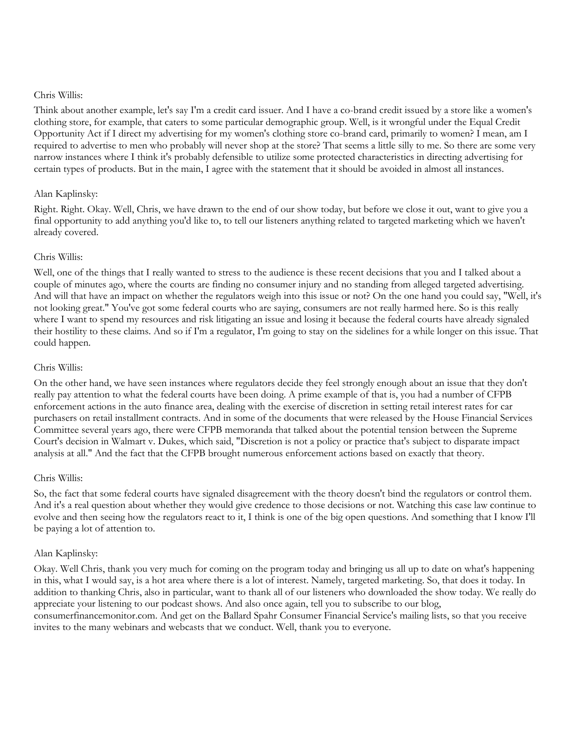Chris Willis:

Think about another example, let's say I'm a credit card issuer. And I have a co-brand credit issued by a store like a women's clothing store, for example, that caters to some particular demographic group. Well, is it wrongful under the Equal Credit Opportunity Act if I direct my advertising for my women's clothing store co-brand card, primarily to women? I mean, am I required to advertise to men who probably will never shop at the store? That seems a little silly to me. So there are some very narrow instances where I think it's probably defensible to utilize some protected characteristics in directing advertising for certain types of products. But in the main, I agree with the statement that it should be avoided in almost all instances.

Alan Kaplinsky:

Right. Right. Okay. Well, Chris, we have drawn to the end of our show today, but before we close it out, want to give you a final opportunity to add anything you'd like to, to tell our listeners anything related to targeted marketing which we haven't already covered.

Chris Willis:

Well, one of the things that I really wanted to stress to the audience is these recent decisions that you and I talked about a couple of minutes ago, where the courts are finding no consumer injury and no standing from alleged targeted advertising. And will that have an impact on whether the regulators weigh into this issue or not? On the one hand you could say, "Well, it's not looking great." You've got some federal courts who are saying, consumers are not really harmed here. So is this really where I want to spend my resources and risk litigating an issue and losing it because the federal courts have already signaled their hostility to these claims. And so if I'm a regulator, I'm going to stay on the sidelines for a while longer on this issue. That could happen.

Chris Willis:

On the other hand, we have seen instances where regulators decide they feel strongly enough about an issue that they don't really pay attention to what the federal courts have been doing. A prime example of that is, you had a number of CFPB enforcement actions in the auto finance area, dealing with the exercise of discretion in setting retail interest rates for car purchasers on retail installment contracts. And in some of the documents that were released by the House Financial Services Committee several years ago, there were CFPB memoranda that talked about the potential tension between the Supreme Court's decision in Walmart v. Dukes, which said, "Discretion is not a policy or practice that's subject to disparate impact analysis at all." And the fact that the CFPB brought numerous enforcement actions based on exactly that theory.

Chris Willis:

So, the fact that some federal courts have signaled disagreement with the theory doesn't bind the regulators or control them. And it's a real question about whether they would give credence to those decisions or not. Watching this case law continue to evolve and then seeing how the regulators react to it, I think is one of the big open questions. And something that I know I'll be paying a lot of attention to.

Alan Kaplinsky:

Okay. Well Chris, thank you very much for coming on the program today and bringing us all up to date on what's happening in this, what I would say, is a hot area where there is a lot of interest. Namely, targeted marketing. So, that does it today. In addition to thanking Chris, also in particular, want to thank all of our listeners who downloaded the show today. We really do appreciate your listening to our podcast shows. And also once again, tell you to subscribe to our blog, consumerfinancemonitor.com. And get on the Ballard Spahr Consumer Financial Service's mailing lists, so that you receive invites to the many webinars and webcasts that we conduct. Well, thank you to everyone.